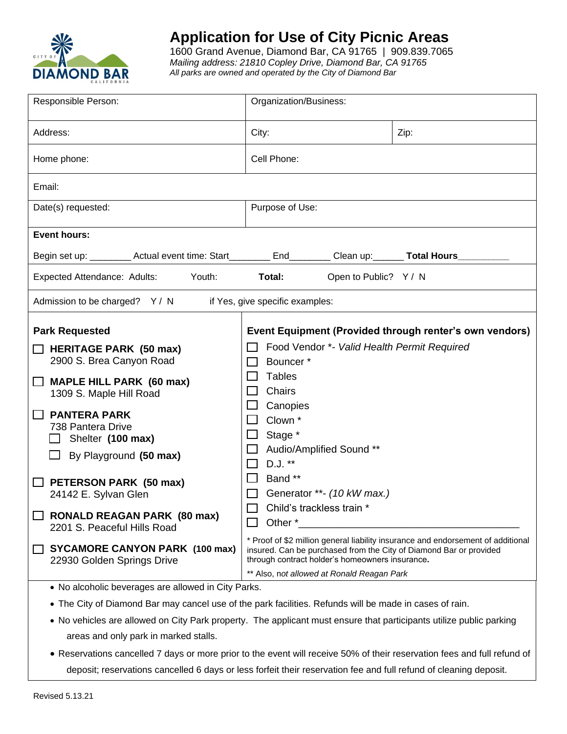# Application for Use of City Picnic Areas

1600 Grand Avenue, Diamond Bar, CA 91765 | 909.839.7065
*Mailing address: 21810 Copley Drive, Diamond Bar, CA 91765*
*All parks are owned and operated by the City of Diamond Bar*

| Responsible Person: | Organization/Business: | |
|---|---|---|
| Address: | City: | Zip: |
| Home phone: | Cell Phone: | |
| Email: | | |
| Date(s) requested: | Purpose of Use: | |

**Event hours:**

Begin set up: ________ Actual event time: Start________ End________ Clean up:______ **Total Hours**__________

Expected Attendance: Adults: Youth: **Total:** Open to Public? Y / N

Admission to be charged? Y / N if Yes, give specific examples:

**Park Requested**

- ☐ **HERITAGE PARK (50 max)**
  2900 S. Brea Canyon Road
- ☐ **MAPLE HILL PARK (60 max)**
  1309 S. Maple Hill Road
- ☐ **PANTERA PARK**
  738 Pantera Drive
  - ☐ Shelter **(100 max)**
  - ☐ By Playground **(50 max)**
- ☐ **PETERSON PARK (50 max)**
  24142 E. Sylvan Glen
- ☐ **RONALD REAGAN PARK (80 max)**
  2201 S. Peaceful Hills Road
- ☐ **SYCAMORE CANYON PARK (100 max)**
  22930 Golden Springs Drive

**Event Equipment (Provided through renter's own vendors)**

- ☐ Food Vendor *- *Valid Health Permit Required*
- ☐ Bouncer *
- ☐ Tables
- ☐ Chairs
- ☐ Canopies
- ☐ Clown *
- ☐ Stage *
- ☐ Audio/Amplified Sound **
- ☐ D.J. **
- ☐ Band **
- ☐ Generator **- *(10 kW max.)*
- ☐ Child's trackless train *
- ☐ Other *_______________________________________

* Proof of $2 million general liability insurance and endorsement of additional insured. Can be purchased from the City of Diamond Bar or provided through contract holder's homeowners insurance.

** Also, *not allowed at Ronald Reagan Park*

- No alcoholic beverages are allowed in City Parks.
- The City of Diamond Bar may cancel use of the park facilities. Refunds will be made in cases of rain.
- No vehicles are allowed on City Park property. The applicant must ensure that participants utilize public parking areas and only park in marked stalls.
- Reservations cancelled 7 days or more prior to the event will receive 50% of their reservation fees and full refund of deposit; reservations cancelled 6 days or less forfeit their reservation fee and full refund of cleaning deposit.

Revised 5.13.21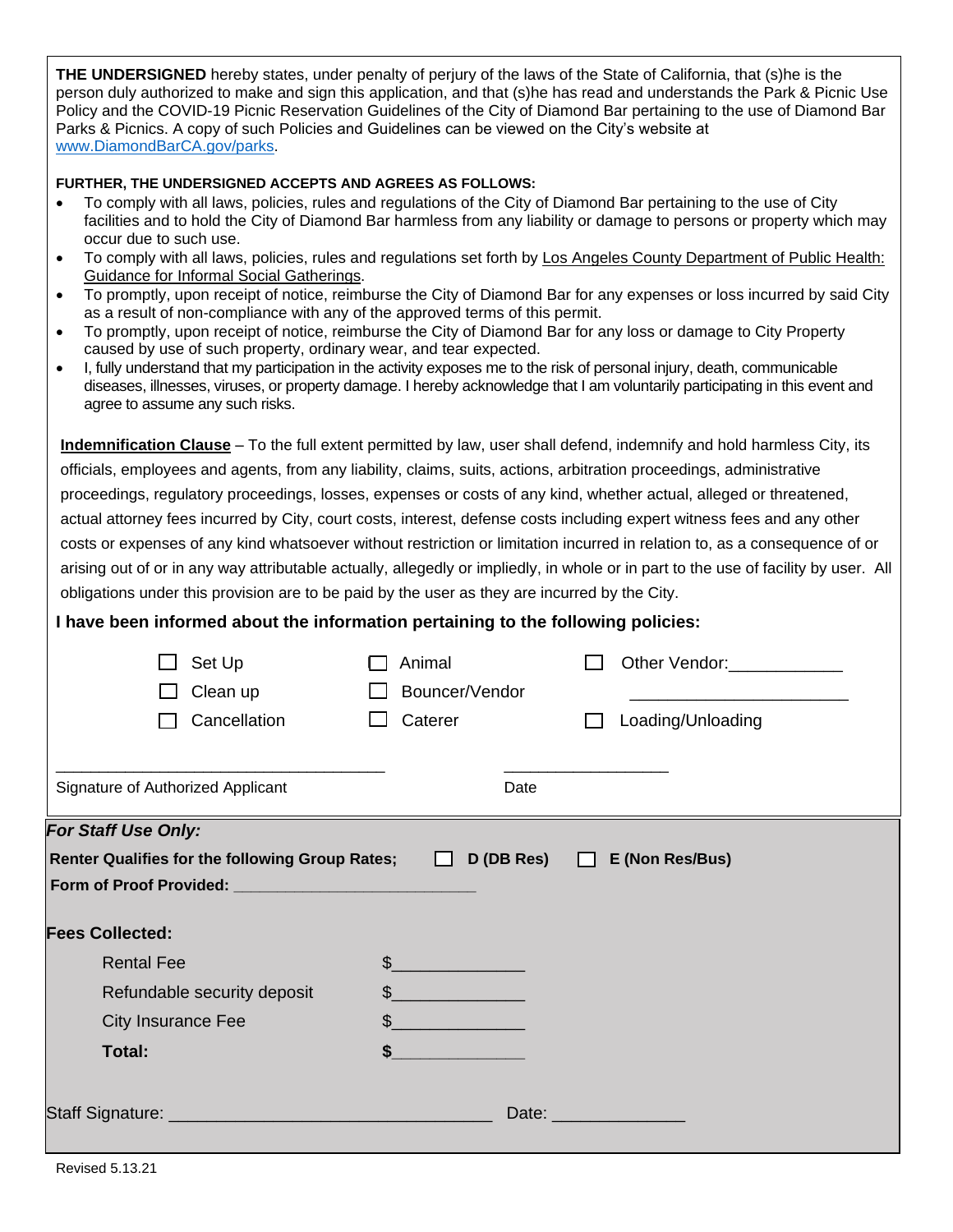**THE UNDERSIGNED** hereby states, under penalty of perjury of the laws of the State of California, that (s)he is the person duly authorized to make and sign this application, and that (s)he has read and understands the Park & Picnic Use Policy and the COVID-19 Picnic Reservation Guidelines of the City of Diamond Bar pertaining to the use of Diamond Bar Parks & Picnics. A copy of such Policies and Guidelines can be viewed on the City's website at www.DiamondBarCA.gov/parks.

**FURTHER, THE UNDERSIGNED ACCEPTS AND AGREES AS FOLLOWS:**

- To comply with all laws, policies, rules and regulations of the City of Diamond Bar pertaining to the use of City facilities and to hold the City of Diamond Bar harmless from any liability or damage to persons or property which may occur due to such use.
- To comply with all laws, policies, rules and regulations set forth by Los Angeles County Department of Public Health: Guidance for Informal Social Gatherings.
- To promptly, upon receipt of notice, reimburse the City of Diamond Bar for any expenses or loss incurred by said City as a result of non-compliance with any of the approved terms of this permit.
- To promptly, upon receipt of notice, reimburse the City of Diamond Bar for any loss or damage to City Property caused by use of such property, ordinary wear, and tear expected.
- I, fully understand that my participation in the activity exposes me to the risk of personal injury, death, communicable diseases, illnesses, viruses, or property damage. I hereby acknowledge that I am voluntarily participating in this event and agree to assume any such risks.

**Indemnification Clause** – To the full extent permitted by law, user shall defend, indemnify and hold harmless City, its officials, employees and agents, from any liability, claims, suits, actions, arbitration proceedings, administrative proceedings, regulatory proceedings, losses, expenses or costs of any kind, whether actual, alleged or threatened, actual attorney fees incurred by City, court costs, interest, defense costs including expert witness fees and any other costs or expenses of any kind whatsoever without restriction or limitation incurred in relation to, as a consequence of or arising out of or in any way attributable actually, allegedly or impliedly, in whole or in part to the use of facility by user. All obligations under this provision are to be paid by the user as they are incurred by the City.

**I have been informed about the information pertaining to the following policies:**

| | | |
|---|---|---|
| ☐ Set Up | ☐ Animal | ☐ Other Vendor:____________ |
| ☐ Clean up | ☐ Bouncer/Vendor | ______________________ |
| ☐ Cancellation | ☐ Caterer | ☐ Loading/Unloading |

_________________________________ Signature of Authorized Applicant

_________________ Date

***For Staff Use Only:***

**Renter Qualifies for the following Group Rates;** ☐ **D (DB Res)** ☐ **E (Non Res/Bus)**

**Form of Proof Provided:** ________________________

**Fees Collected:**

| | |
|---|---|
| Rental Fee | $_____________ |
| Refundable security deposit | $_____________ |
| City Insurance Fee | $_____________ |
| **Total:** | **$**_____________ |

Staff Signature: ______________________________ Date: _____________

Revised 5.13.21